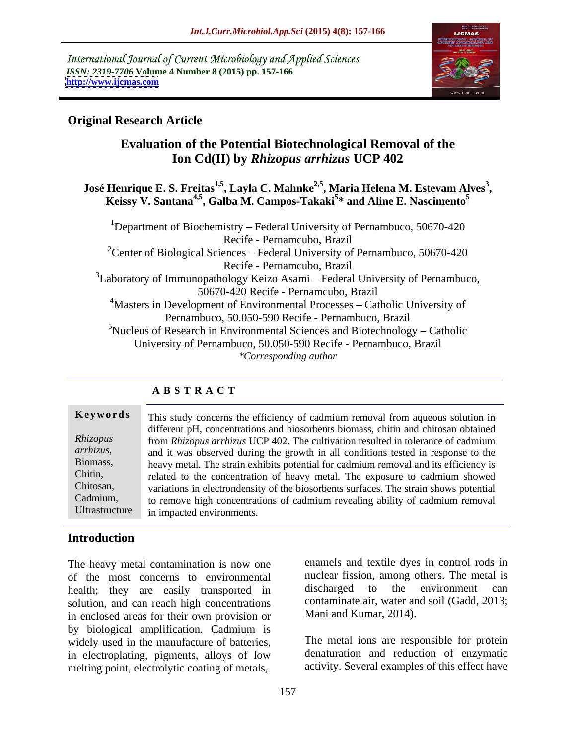International Journal of Current Microbiology and Applied Sciences
*ISSN: 2319-7706* **Volume 4 Number 8 (2015) pp. 157-166**
**http://www.ijcmas.com**

**Original Research Article**

# Evaluation of the Potential Biotechnological Removal of the Ion Cd(II) by *Rhizopus arrhizus* UCP 402

**José Henrique E. S. Freitas[1,5], Layla C. Mahnke[2,5], Maria Helena M. Estevam Alves[3], Keissy V. Santana[4,5], Galba M. Campos-Takaki[5]* and Aline E. Nascimento[5]**

[1]Department of Biochemistry – Federal University of Pernambuco, 50670-420 Recife - Pernamcubo, Brazil

[2]Center of Biological Sciences – Federal University of Pernambuco, 50670-420 Recife - Pernamcubo, Brazil

[3]Laboratory of Immunopathology Keizo Asami – Federal University of Pernambuco, 50670-420 Recife - Pernamcubo, Brazil

[4]Masters in Development of Environmental Processes – Catholic University of Pernambuco, 50.050-590 Recife - Pernambuco, Brazil

[5]Nucleus of Research in Environmental Sciences and Biotechnology – Catholic University of Pernambuco, 50.050-590 Recife - Pernambuco, Brazil

*\*Corresponding author*

## A B S T R A C T

**Keywords**

*Rhizopus arrhizus*, Biomass, Chitin, Chitosan, Cadmium, Ultrastructure

This study concerns the efficiency of cadmium removal from aqueous solution in different pH, concentrations and biosorbents biomass, chitin and chitosan obtained from *Rhizopus arrhizus* UCP 402. The cultivation resulted in tolerance of cadmium and it was observed during the growth in all conditions tested in response to the heavy metal. The strain exhibits potential for cadmium removal and its efficiency is related to the concentration of heavy metal. The exposure to cadmium showed variations in electrondensity of the biosorbents surfaces. The strain shows potential to remove high concentrations of cadmium revealing ability of cadmium removal in impacted environments.

## Introduction

The heavy metal contamination is now one of the most concerns to environmental health; they are easily transported in solution, and can reach high concentrations in enclosed areas for their own provision or by biological amplification. Cadmium is widely used in the manufacture of batteries, in electroplating, pigments, alloys of low melting point, electrolytic coating of metals, enamels and textile dyes in control rods in nuclear fission, among others. The metal is discharged to the environment can contaminate air, water and soil (Gadd, 2013; Mani and Kumar, 2014).

The metal ions are responsible for protein denaturation and reduction of enzymatic activity. Several examples of this effect have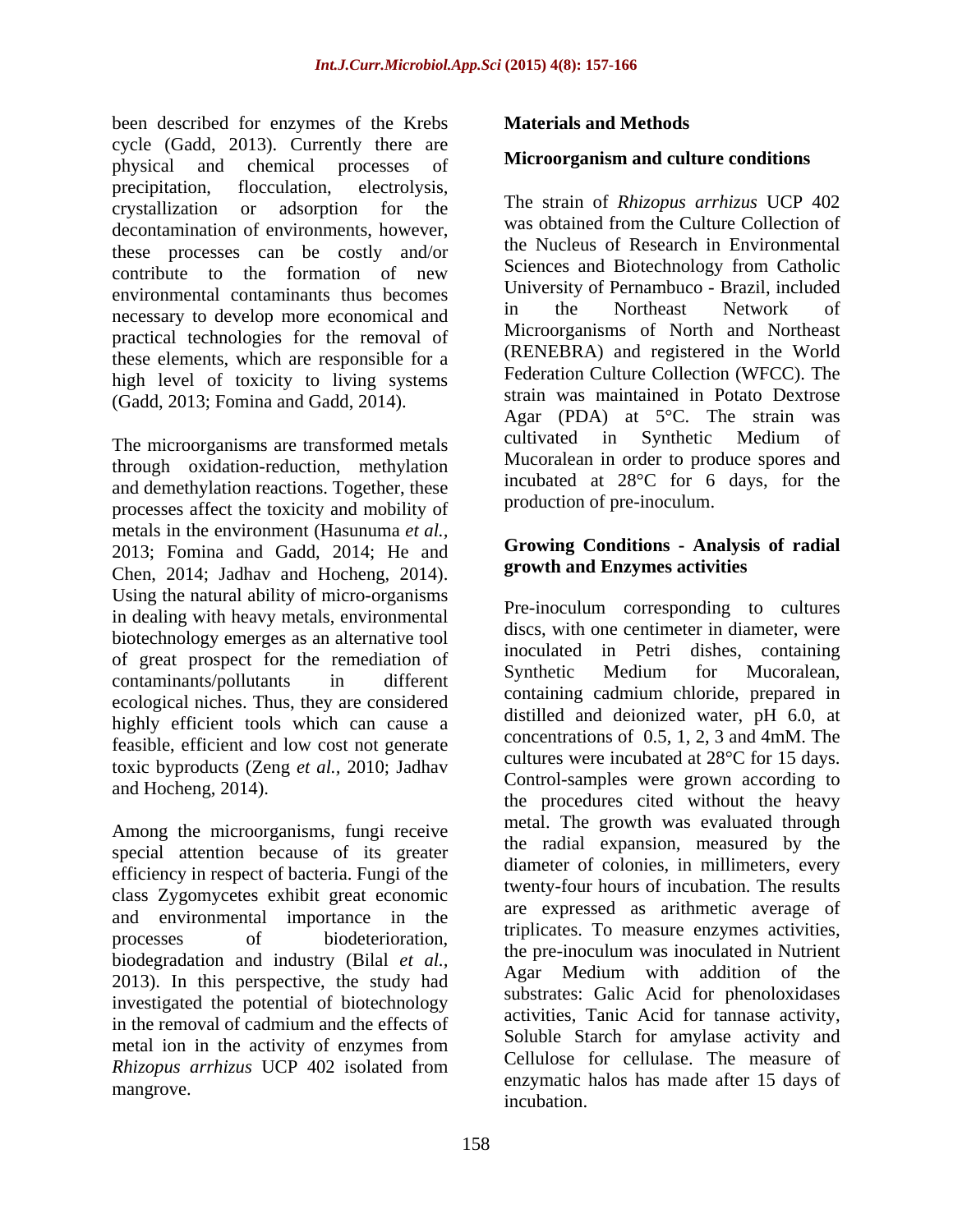been described for enzymes of the Krebs cycle (Gadd, 2013). Currently there are physical and chemical processes of precipitation, flocculation, electrolysis, crystallization or adsorption for the decontamination of environments, however, these processes can be costly and/or contribute to the formation of new environmental contaminants thus becomes necessary to develop more economical and practical technologies for the removal of these elements, which are responsible for a high level of toxicity to living systems (Gadd, 2013; Fomina and Gadd, 2014).

The microorganisms are transformed metals through oxidation-reduction, methylation and demethylation reactions. Together, these processes affect the toxicity and mobility of metals in the environment (Hasunuma *et al.,* 2013; Fomina and Gadd, 2014; He and Chen, 2014; Jadhav and Hocheng, 2014). Using the natural ability of micro-organisms in dealing with heavy metals, environmental biotechnology emerges as an alternative tool of great prospect for the remediation of contaminants/pollutants in different ecological niches. Thus, they are considered highly efficient tools which can cause a feasible, efficient and low cost not generate toxic byproducts (Zeng *et al.,* 2010; Jadhav and Hocheng, 2014).

Among the microorganisms, fungi receive special attention because of its greater efficiency in respect of bacteria. Fungi of the class Zygomycetes exhibit great economic and environmental importance in the processes of biodeterioration, biodegradation and industry (Bilal *et al.,* 2013). In this perspective, the study had investigated the potential of biotechnology in the removal of cadmium and the effects of metal ion in the activity of enzymes from *Rhizopus arrhizus* UCP 402 isolated from mangrove.

## Materials and Methods

### Microorganism and culture conditions

The strain of *Rhizopus arrhizus* UCP 402 was obtained from the Culture Collection of the Nucleus of Research in Environmental Sciences and Biotechnology from Catholic University of Pernambuco - Brazil, included in the Northeast Network of Microorganisms of North and Northeast (RENEBRA) and registered in the World Federation Culture Collection (WFCC). The strain was maintained in Potato Dextrose Agar (PDA) at 5°C. The strain was cultivated in Synthetic Medium of Mucoralean in order to produce spores and incubated at 28°C for 6 days, for the production of pre-inoculum.

### Growing Conditions - Analysis of radial growth and Enzymes activities

Pre-inoculum corresponding to cultures discs, with one centimeter in diameter, were inoculated in Petri dishes, containing Synthetic Medium for Mucoralean, containing cadmium chloride, prepared in distilled and deionized water, pH 6.0, at concentrations of 0.5, 1, 2, 3 and 4mM. The cultures were incubated at 28°C for 15 days. Control-samples were grown according to the procedures cited without the heavy metal. The growth was evaluated through the radial expansion, measured by the diameter of colonies, in millimeters, every twenty-four hours of incubation. The results are expressed as arithmetic average of triplicates. To measure enzymes activities, the pre-inoculum was inoculated in Nutrient Agar Medium with addition of the substrates: Galic Acid for phenoloxidases activities, Tanic Acid for tannase activity, Soluble Starch for amylase activity and Cellulose for cellulase. The measure of enzymatic halos has made after 15 days of incubation.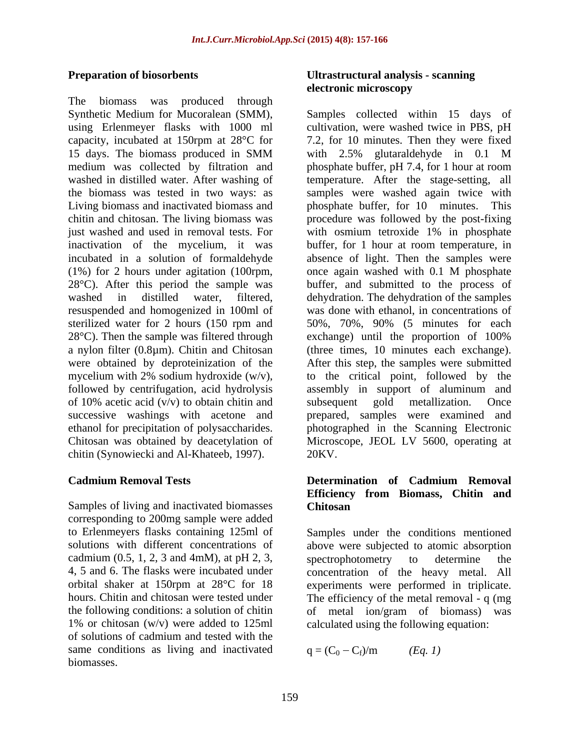## Preparation of biosorbents

The biomass was produced through Synthetic Medium for Mucoralean (SMM), using Erlenmeyer flasks with 1000 ml capacity, incubated at 150rpm at 28°C for 15 days. The biomass produced in SMM medium was collected by filtration and washed in distilled water. After washing of the biomass was tested in two ways: as Living biomass and inactivated biomass and chitin and chitosan. The living biomass was just washed and used in removal tests. For inactivation of the mycelium, it was incubated in a solution of formaldehyde (1%) for 2 hours under agitation (100rpm, 28°C). After this period the sample was washed in distilled water, filtered, resuspended and homogenized in 100ml of sterilized water for 2 hours (150 rpm and 28°C). Then the sample was filtered through a nylon filter (0.8µm). Chitin and Chitosan were obtained by deproteinization of the mycelium with 2% sodium hydroxide (w/v), followed by centrifugation, acid hydrolysis of 10% acetic acid (v/v) to obtain chitin and successive washings with acetone and ethanol for precipitation of polysaccharides. Chitosan was obtained by deacetylation of chitin (Synowiecki and Al-Khateeb, 1997).

## Cadmium Removal Tests

Samples of living and inactivated biomasses corresponding to 200mg sample were added to Erlenmeyers flasks containing 125ml of solutions with different concentrations of cadmium (0.5, 1, 2, 3 and 4mM), at pH 2, 3, 4, 5 and 6. The flasks were incubated under orbital shaker at 150rpm at 28°C for 18 hours. Chitin and chitosan were tested under the following conditions: a solution of chitin 1% or chitosan (w/v) were added to 125ml of solutions of cadmium and tested with the same conditions as living and inactivated biomasses.

## Ultrastructural analysis - scanning electronic microscopy

Samples collected within 15 days of cultivation, were washed twice in PBS, pH 7.2, for 10 minutes. Then they were fixed with 2.5% glutaraldehyde in 0.1 M phosphate buffer, pH 7.4, for 1 hour at room temperature. After the stage-setting, all samples were washed again twice with phosphate buffer, for 10 minutes. This procedure was followed by the post-fixing with osmium tetroxide 1% in phosphate buffer, for 1 hour at room temperature, in absence of light. Then the samples were once again washed with 0.1 M phosphate buffer, and submitted to the process of dehydration. The dehydration of the samples was done with ethanol, in concentrations of 50%, 70%, 90% (5 minutes for each exchange) until the proportion of 100% (three times, 10 minutes each exchange). After this step, the samples were submitted to the critical point, followed by the assembly in support of aluminum and subsequent gold metallization. Once prepared, samples were examined and photographed in the Scanning Electronic Microscope, JEOL LV 5600, operating at 20KV.

## Determination of Cadmium Removal Efficiency from Biomass, Chitin and Chitosan

Samples under the conditions mentioned above were subjected to atomic absorption spectrophotometry to determine the concentration of the heavy metal. All experiments were performed in triplicate. The efficiency of the metal removal - q (mg of metal ion/gram of biomass) was calculated using the following equation:

$$q = (C_0 - C_f)/m \qquad (Eq.\ 1)$$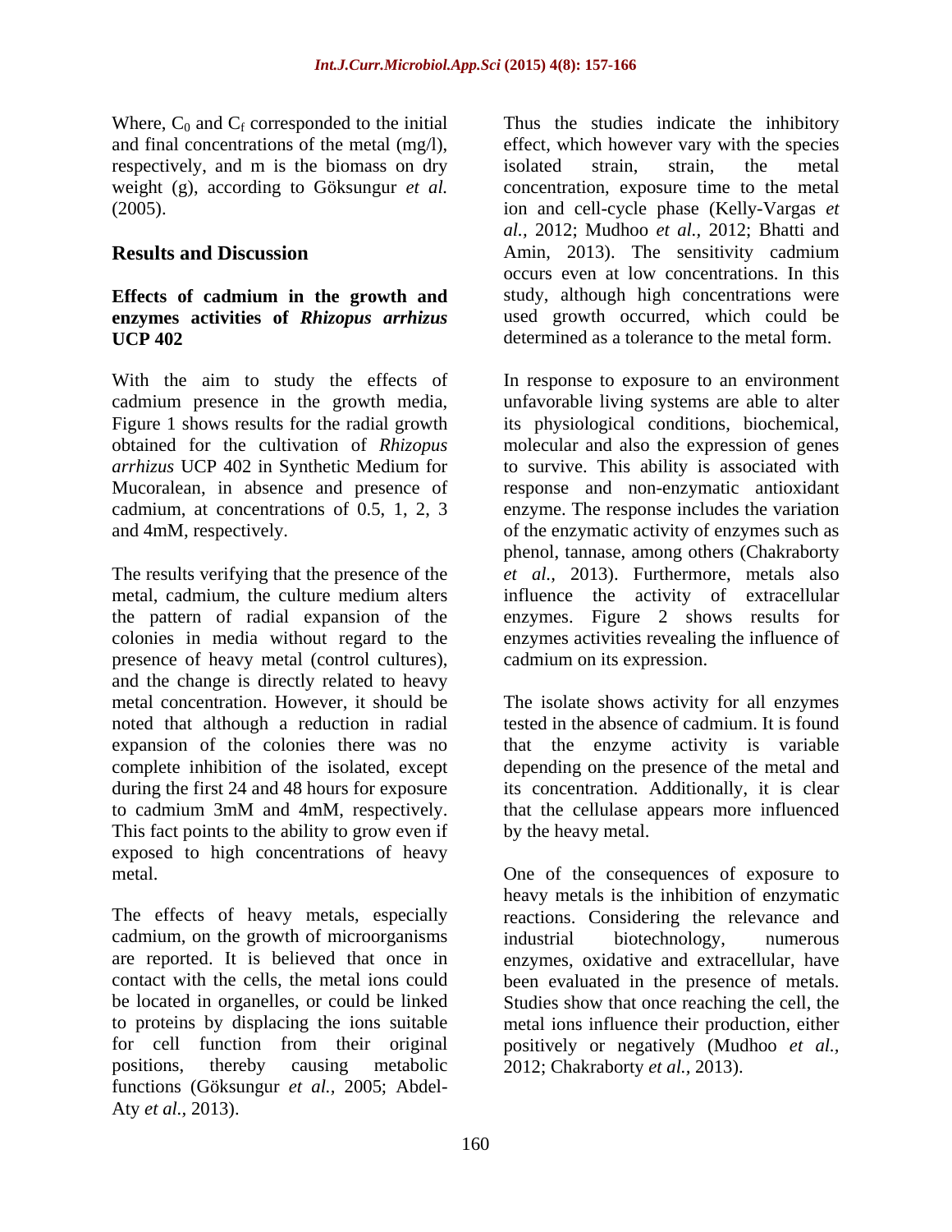Where, $C_0$ and $C_f$ corresponded to the initial and final concentrations of the metal (mg/l), respectively, and m is the biomass on dry weight (g), according to Göksungur *et al.* (2005).

## Results and Discussion

### Effects of cadmium in the growth and enzymes activities of *Rhizopus arrhizus* UCP 402

With the aim to study the effects of cadmium presence in the growth media, Figure 1 shows results for the radial growth obtained for the cultivation of *Rhizopus arrhizus* UCP 402 in Synthetic Medium for Mucoralean, in absence and presence of cadmium, at concentrations of 0.5, 1, 2, 3 and 4mM, respectively.

The results verifying that the presence of the metal, cadmium, the culture medium alters the pattern of radial expansion of the colonies in media without regard to the presence of heavy metal (control cultures), and the change is directly related to heavy metal concentration. However, it should be noted that although a reduction in radial expansion of the colonies there was no complete inhibition of the isolated, except during the first 24 and 48 hours for exposure to cadmium 3mM and 4mM, respectively. This fact points to the ability to grow even if exposed to high concentrations of heavy metal.

The effects of heavy metals, especially cadmium, on the growth of microorganisms are reported. It is believed that once in contact with the cells, the metal ions could be located in organelles, or could be linked to proteins by displacing the ions suitable for cell function from their original positions, thereby causing metabolic functions (Göksungur *et al.,* 2005; Abdel-Aty *et al.,* 2013).

Thus the studies indicate the inhibitory effect, which however vary with the species isolated strain, strain, the metal concentration, exposure time to the metal ion and cell-cycle phase (Kelly-Vargas *et al.,* 2012; Mudhoo *et al.,* 2012; Bhatti and Amin, 2013). The sensitivity cadmium occurs even at low concentrations. In this study, although high concentrations were used growth occurred, which could be determined as a tolerance to the metal form.

In response to exposure to an environment unfavorable living systems are able to alter its physiological conditions, biochemical, molecular and also the expression of genes to survive. This ability is associated with response and non-enzymatic antioxidant enzyme. The response includes the variation of the enzymatic activity of enzymes such as phenol, tannase, among others (Chakraborty *et al.,* 2013). Furthermore, metals also influence the activity of extracellular enzymes. Figure 2 shows results for enzymes activities revealing the influence of cadmium on its expression.

The isolate shows activity for all enzymes tested in the absence of cadmium. It is found that the enzyme activity is variable depending on the presence of the metal and its concentration. Additionally, it is clear that the cellulase appears more influenced by the heavy metal.

One of the consequences of exposure to heavy metals is the inhibition of enzymatic reactions. Considering the relevance and industrial biotechnology, numerous enzymes, oxidative and extracellular, have been evaluated in the presence of metals. Studies show that once reaching the cell, the metal ions influence their production, either positively or negatively (Mudhoo *et al.,* 2012; Chakraborty *et al.,* 2013).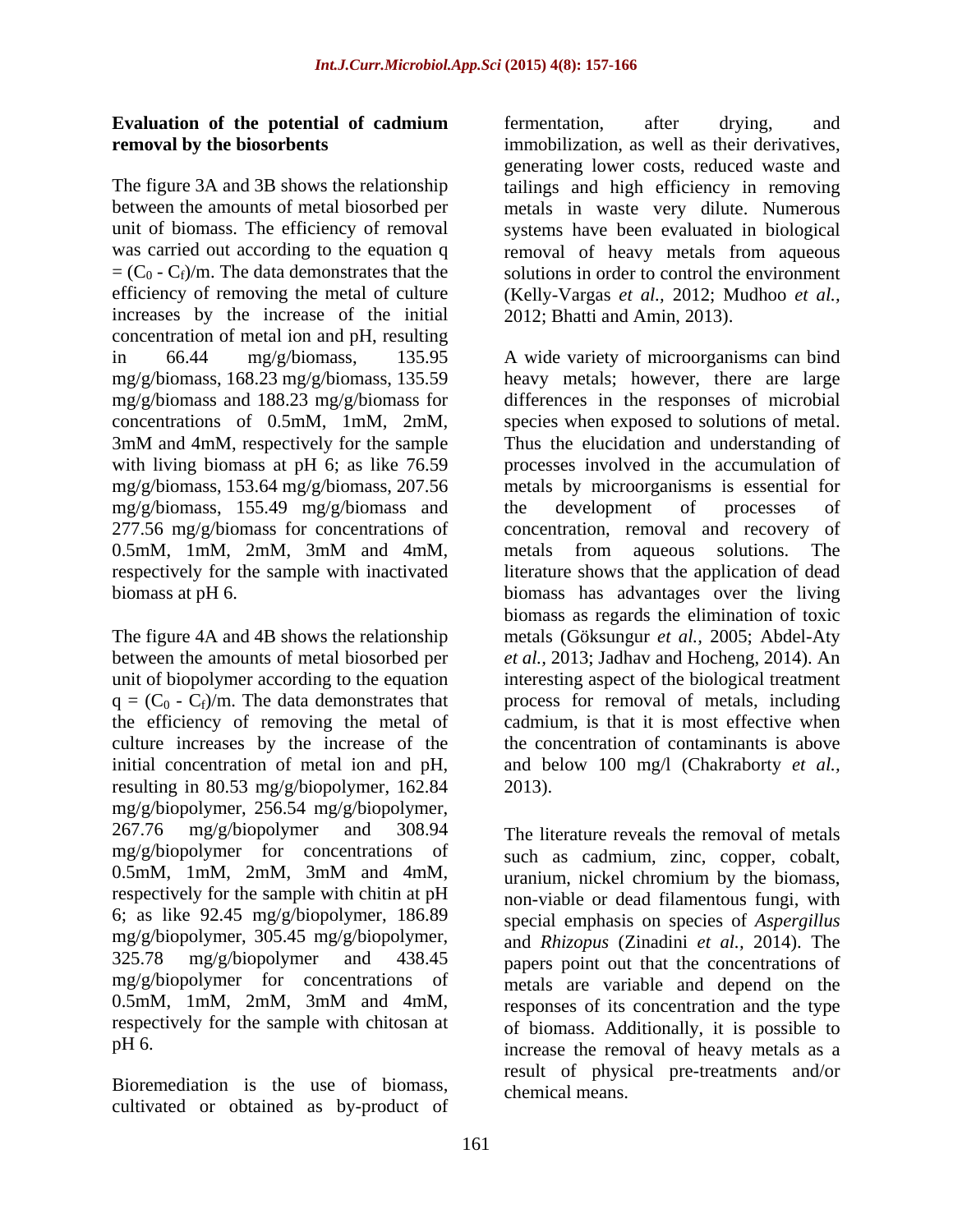**Evaluation of the potential of cadmium removal by the biosorbents**

The figure 3A and 3B shows the relationship between the amounts of metal biosorbed per unit of biomass. The efficiency of removal was carried out according to the equation $q = (C_0 - C_f)/m$. The data demonstrates that the efficiency of removing the metal of culture increases by the increase of the initial concentration of metal ion and pH, resulting in 66.44 mg/g/biomass, 135.95 mg/g/biomass, 168.23 mg/g/biomass, 135.59 mg/g/biomass and 188.23 mg/g/biomass for concentrations of 0.5mM, 1mM, 2mM, 3mM and 4mM, respectively for the sample with living biomass at pH 6; as like 76.59 mg/g/biomass, 153.64 mg/g/biomass, 207.56 mg/g/biomass, 155.49 mg/g/biomass and 277.56 mg/g/biomass for concentrations of 0.5mM, 1mM, 2mM, 3mM and 4mM, respectively for the sample with inactivated biomass at pH 6.

The figure 4A and 4B shows the relationship between the amounts of metal biosorbed per unit of biopolymer according to the equation $q = (C_0 - C_f)/m$. The data demonstrates that the efficiency of removing the metal of culture increases by the increase of the initial concentration of metal ion and pH, resulting in 80.53 mg/g/biopolymer, 162.84 mg/g/biopolymer, 256.54 mg/g/biopolymer, 267.76 mg/g/biopolymer and 308.94 mg/g/biopolymer for concentrations of 0.5mM, 1mM, 2mM, 3mM and 4mM, respectively for the sample with chitin at pH 6; as like 92.45 mg/g/biopolymer, 186.89 mg/g/biopolymer, 305.45 mg/g/biopolymer, 325.78 mg/g/biopolymer and 438.45 mg/g/biopolymer for concentrations of 0.5mM, 1mM, 2mM, 3mM and 4mM, respectively for the sample with chitosan at pH 6.

Bioremediation is the use of biomass, cultivated or obtained as by-product of fermentation, after drying, and immobilization, as well as their derivatives, generating lower costs, reduced waste and tailings and high efficiency in removing metals in waste very dilute. Numerous systems have been evaluated in biological removal of heavy metals from aqueous solutions in order to control the environment (Kelly-Vargas *et al.,* 2012; Mudhoo *et al.,* 2012; Bhatti and Amin, 2013).

A wide variety of microorganisms can bind heavy metals; however, there are large differences in the responses of microbial species when exposed to solutions of metal. Thus the elucidation and understanding of processes involved in the accumulation of metals by microorganisms is essential for the development of processes of concentration, removal and recovery of metals from aqueous solutions. The literature shows that the application of dead biomass has advantages over the living biomass as regards the elimination of toxic metals (Göksungur *et al.,* 2005; Abdel-Aty *et al.,* 2013; Jadhav and Hocheng, 2014). An interesting aspect of the biological treatment process for removal of metals, including cadmium, is that it is most effective when the concentration of contaminants is above and below 100 mg/l (Chakraborty *et al.,* 2013).

The literature reveals the removal of metals such as cadmium, zinc, copper, cobalt, uranium, nickel chromium by the biomass, non-viable or dead filamentous fungi, with special emphasis on species of *Aspergillus* and *Rhizopus* (Zinadini *et al.,* 2014). The papers point out that the concentrations of metals are variable and depend on the responses of its concentration and the type of biomass. Additionally, it is possible to increase the removal of heavy metals as a result of physical pre-treatments and/or chemical means.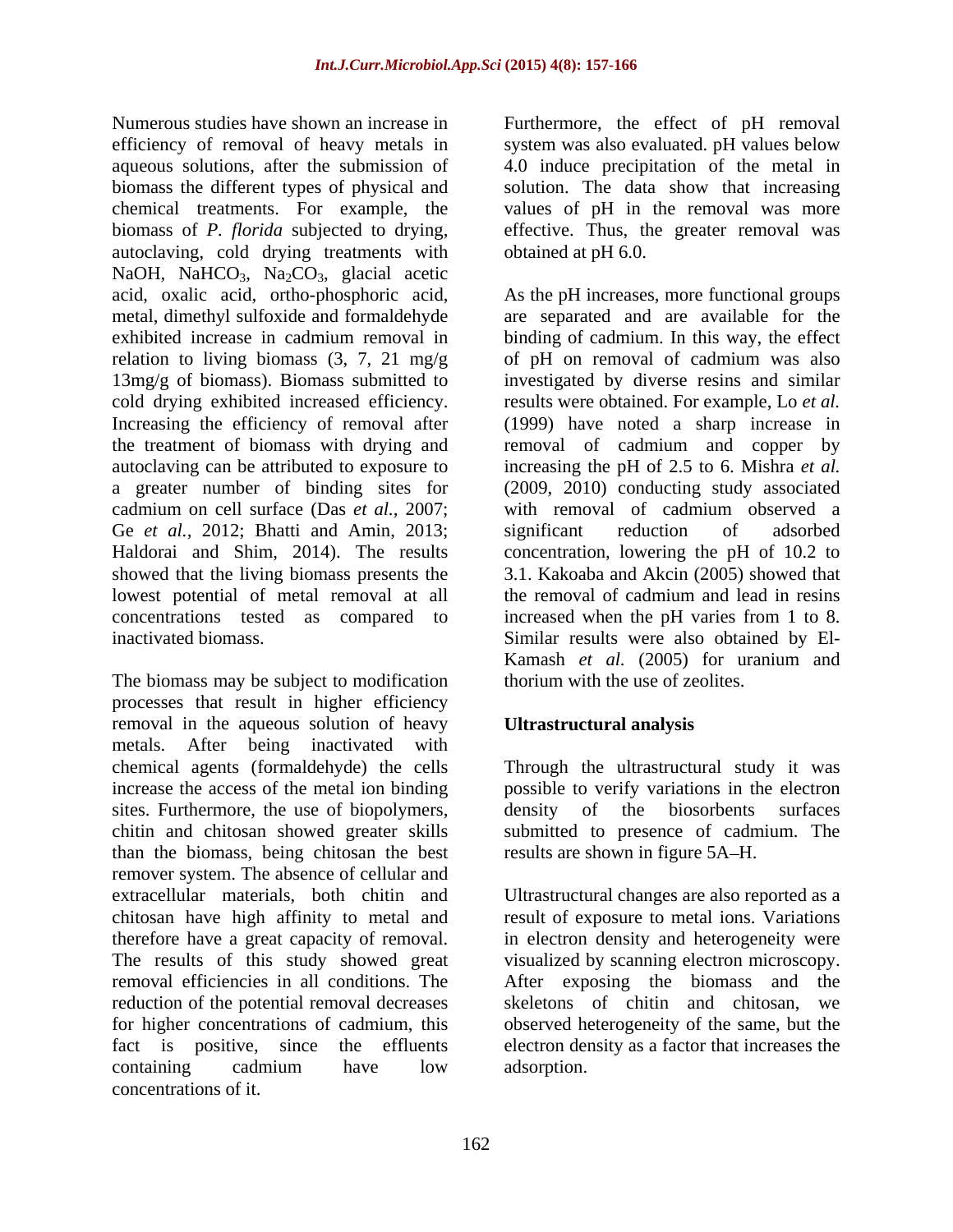Numerous studies have shown an increase in efficiency of removal of heavy metals in aqueous solutions, after the submission of biomass the different types of physical and chemical treatments. For example, the biomass of *P. florida* subjected to drying, autoclaving, cold drying treatments with NaOH, $NaHCO_3$, $Na_2CO_3$, glacial acetic acid, oxalic acid, ortho-phosphoric acid, metal, dimethyl sulfoxide and formaldehyde exhibited increase in cadmium removal in relation to living biomass (3, 7, 21 mg/g 13mg/g of biomass). Biomass submitted to cold drying exhibited increased efficiency. Increasing the efficiency of removal after the treatment of biomass with drying and autoclaving can be attributed to exposure to a greater number of binding sites for cadmium on cell surface (Das *et al.*, 2007; Ge *et al.*, 2012; Bhatti and Amin, 2013; Haldorai and Shim, 2014). The results showed that the living biomass presents the lowest potential of metal removal at all concentrations tested as compared to inactivated biomass.

The biomass may be subject to modification processes that result in higher efficiency removal in the aqueous solution of heavy metals. After being inactivated with chemical agents (formaldehyde) the cells increase the access of the metal ion binding sites. Furthermore, the use of biopolymers, chitin and chitosan showed greater skills than the biomass, being chitosan the best remover system. The absence of cellular and extracellular materials, both chitin and chitosan have high affinity to metal and therefore have a great capacity of removal. The results of this study showed great removal efficiencies in all conditions. The reduction of the potential removal decreases for higher concentrations of cadmium, this fact is positive, since the effluents containing cadmium have low concentrations of it.

Furthermore, the effect of pH removal system was also evaluated. pH values below 4.0 induce precipitation of the metal in solution. The data show that increasing values of pH in the removal was more effective. Thus, the greater removal was obtained at pH 6.0.

As the pH increases, more functional groups are separated and are available for the binding of cadmium. In this way, the effect of pH on removal of cadmium was also investigated by diverse resins and similar results were obtained. For example, Lo *et al.* (1999) have noted a sharp increase in removal of cadmium and copper by increasing the pH of 2.5 to 6. Mishra *et al.* (2009, 2010) conducting study associated with removal of cadmium observed a significant reduction of adsorbed concentration, lowering the pH of 10.2 to 3.1. Kakoaba and Akcin (2005) showed that the removal of cadmium and lead in resins increased when the pH varies from 1 to 8. Similar results were also obtained by El-Kamash *et al.* (2005) for uranium and thorium with the use of zeolites.

## Ultrastructural analysis

Through the ultrastructural study it was possible to verify variations in the electron density of the biosorbents surfaces submitted to presence of cadmium. The results are shown in figure 5A–H.

Ultrastructural changes are also reported as a result of exposure to metal ions. Variations in electron density and heterogeneity were visualized by scanning electron microscopy. After exposing the biomass and the skeletons of chitin and chitosan, we observed heterogeneity of the same, but the electron density as a factor that increases the adsorption.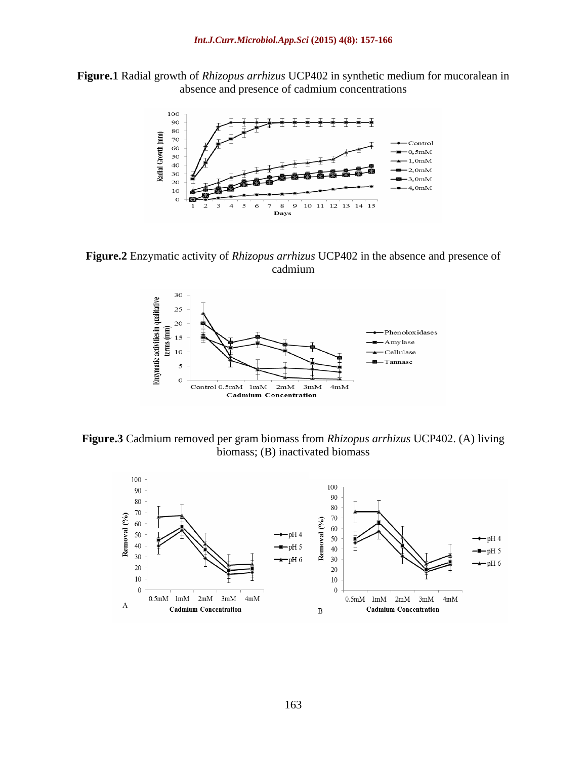**Figure.1** Radial growth of *Rhizopus arrhizus* UCP402 in synthetic medium for mucoralean in absence and presence of cadmium concentrations

**Figure.2** Enzymatic activity of *Rhizopus arrhizus* UCP402 in the absence and presence of cadmium

**Figure.3** Cadmium removed per gram biomass from *Rhizopus arrhizus* UCP402. (A) living biomass; (B) inactivated biomass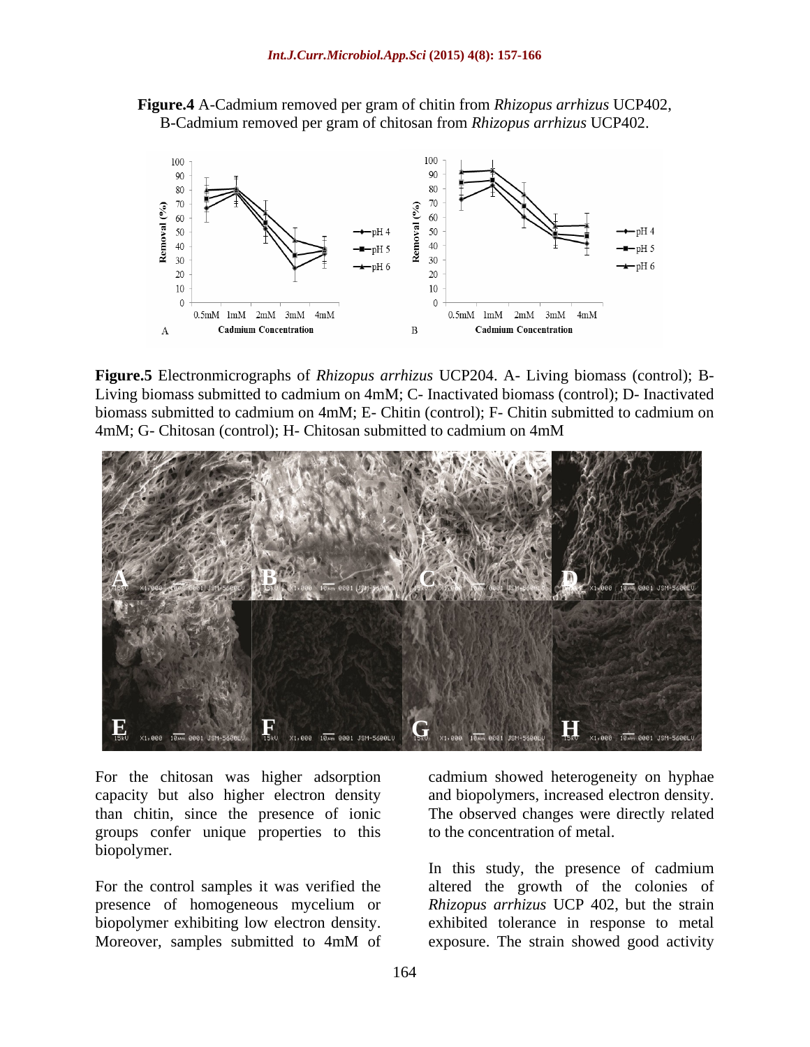**Figure.4** A-Cadmium removed per gram of chitin from *Rhizopus arrhizus* UCP402, B-Cadmium removed per gram of chitosan from *Rhizopus arrhizus* UCP402.

**Figure.5** Electronmicrographs of *Rhizopus arrhizus* UCP204. A- Living biomass (control); B- Living biomass submitted to cadmium on 4mM; C- Inactivated biomass (control); D- Inactivated biomass submitted to cadmium on 4mM; E- Chitin (control); F- Chitin submitted to cadmium on 4mM; G- Chitosan (control); H- Chitosan submitted to cadmium on 4mM

For the chitosan was higher adsorption capacity but also higher electron density than chitin, since the presence of ionic groups confer unique properties to this biopolymer.

For the control samples it was verified the presence of homogeneous mycelium or biopolymer exhibiting low electron density. Moreover, samples submitted to 4mM of cadmium showed heterogeneity on hyphae and biopolymers, increased electron density. The observed changes were directly related to the concentration of metal.

In this study, the presence of cadmium altered the growth of the colonies of *Rhizopus arrhizus* UCP 402, but the strain exhibited tolerance in response to metal exposure. The strain showed good activity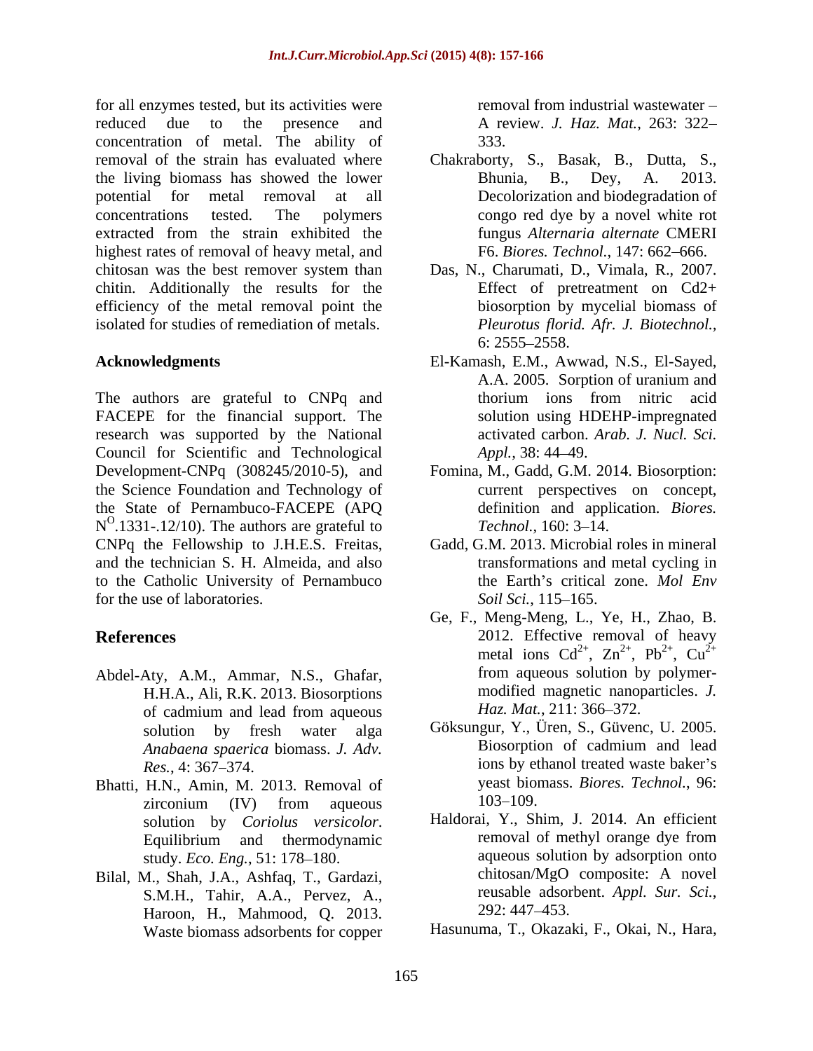for all enzymes tested, but its activities were reduced due to the presence and concentration of metal. The ability of removal of the strain evaluated where the living biomass has showed the lower potential for metal removal at all concentrations tested. The polymers extracted from the strain exhibited the highest rates of removal of heavy metal, and chitosan was the best remover system than chitin. Additionally the results for the efficiency of the metal removal point the isolated for studies of remediation of metals.

## Acknowledgments

The authors are grateful to CNPq and FACEPE for the financial support. The research was supported by the National Council for Scientific and Technological Development-CNPq (308245/2010-5), and the Science Foundation and Technology of the State of Pernambuco-FACEPE (APQ $N^{O}$.1331-.12/10). The authors are grateful to CNPq the Fellowship to J.H.E.S. Freitas, and the technician S. H. Almeida, and also to the Catholic University of Pernambuco for the use of laboratories.

## References

Abdel-Aty, A.M., Ammar, N.S., Ghafar, H.H.A., Ali, R.K. 2013. Biosorptions of cadmium and lead from aqueous solution by fresh water alga *Anabaena spaerica* biomass. *J. Adv. Res.*, 4: 367–374.

Bhatti, H.N., Amin, M. 2013. Removal of zirconium (IV) from aqueous solution by *Coriolus versicolor*. Equilibrium and thermodynamic study. *Eco. Eng.*, 51: 178–180.

Bilal, M., Shah, J.A., Ashfaq, T., Gardazi, S.M.H., Tahir, A.A., Pervez, A., Haroon, H., Mahmood, Q. 2013. Waste biomass adsorbents for copper removal from industrial wastewater – A review. *J. Haz. Mat.*, 263: 322–333.

Chakraborty, S., Basak, B., Dutta, S., Bhunia, B., Dey, A. 2013. Decolorization and biodegradation of congo red dye by a novel white rot fungus *Alternaria alternate* CMERI F6. *Biores. Technol.*, 147: 662–666.

Das, N., Charumati, D., Vimala, R., 2007. Effect of pretreatment on Cd2+ biosorption by mycelial biomass of *Pleurotus florid. Afr. J. Biotechnol.*, 6: 2555–2558.

El-Kamash, E.M., Awwad, N.S., El-Sayed, A.A. 2005. Sorption of uranium and thorium ions from nitric acid solution using HDEHP-impregnated activated carbon. *Arab. J. Nucl. Sci. Appl.*, 38: 44–49.

Fomina, M., Gadd, G.M. 2014. Biosorption: current perspectives on concept, definition and application. *Biores. Technol.*, 160: 3–14.

Gadd, G.M. 2013. Microbial roles in mineral transformations and metal cycling in the Earth's critical zone. *Mol Env Soil Sci.*, 115–165.

Ge, F., Meng-Meng, L., Ye, H., Zhao, B. 2012. Effective removal of heavy metal ions $Cd^{2+}$, $Zn^{2+}$, $Pb^{2+}$, $Cu^{2+}$ from aqueous solution by polymer-modified magnetic nanoparticles. *J. Haz. Mat.*, 211: 366–372.

Göksungur, Y., Üren, S., Güvenc, U. 2005. Biosorption of cadmium and lead ions by ethanol treated waste baker's yeast biomass. *Biores. Technol.*, 96: 103–109.

Haldorai, Y., Shim, J. 2014. An efficient removal of methyl orange dye from aqueous solution by adsorption onto chitosan/MgO composite: A novel reusable adsorbent. *Appl. Sur. Sci.*, 292: 447–453.

Hasunuma, T., Okazaki, F., Okai, N., Hara,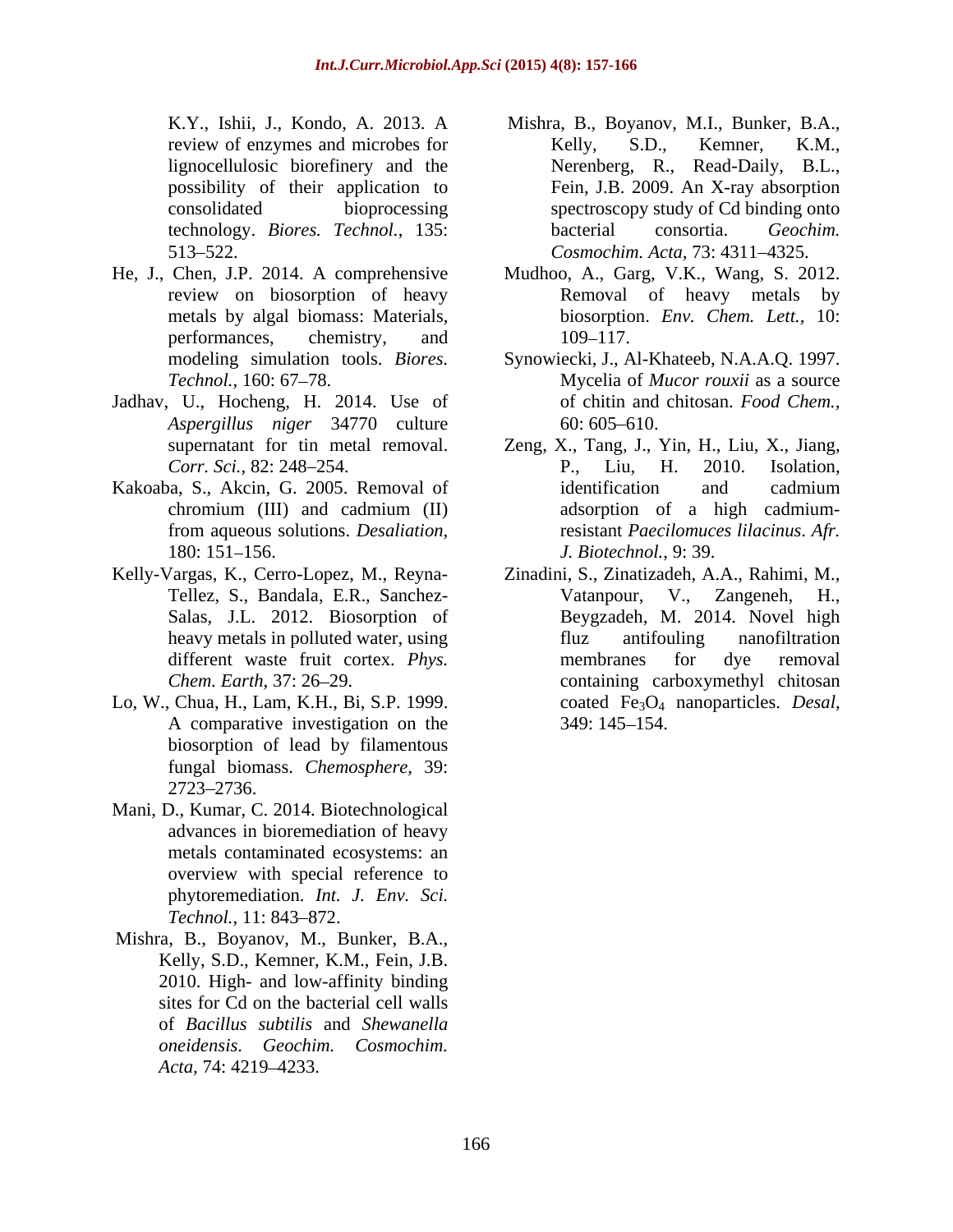K.Y., Ishii, J., Kondo, A. 2013. A review of enzymes and microbes for lignocellulosic biorefinery and the possibility of their application to consolidated bioprocessing technology. *Biores. Technol.*, 135: 513–522.

He, J., Chen, J.P. 2014. A comprehensive review on biosorption of heavy metals by algal biomass: Materials, performances, chemistry, and modeling simulation tools. *Biores. Technol.*, 160: 67–78.

Jadhav, U., Hocheng, H. 2014. Use of *Aspergillus niger* 34770 culture supernatant for tin metal removal. *Corr. Sci.*, 82: 248–254.

Kakoaba, S., Akcin, G. 2005. Removal of chromium (III) and cadmium (II) from aqueous solutions. *Desaliation*, 180: 151–156.

Kelly-Vargas, K., Cerro-Lopez, M., Reyna-Tellez, S., Bandala, E.R., Sanchez-Salas, J.L. 2012. Biosorption of heavy metals in polluted water, using different waste fruit cortex. *Phys. Chem. Earth*, 37: 26–29.

Lo, W., Chua, H., Lam, K.H., Bi, S.P. 1999. A comparative investigation on the biosorption of lead by filamentous fungal biomass. *Chemosphere*, 39: 2723–2736.

Mani, D., Kumar, C. 2014. Biotechnological advances in bioremediation of heavy metals contaminated ecosystems: an overview with special reference to phytoremediation. *Int. J. Env. Sci. Technol.*, 11: 843–872.

Mishra, B., Boyanov, M., Bunker, B.A., Kelly, S.D., Kemner, K.M., Fein, J.B. 2010. High- and low-affinity binding sites for Cd on the bacterial cell walls of *Bacillus subtilis* and *Shewanella oneidensis*. *Geochim. Cosmochim. Acta*, 74: 4219–4233.

Mishra, B., Boyanov, M.I., Bunker, B.A., Kelly, S.D., Kemner, K.M., Nerenberg, R., Read-Daily, B.L., Fein, J.B. 2009. An X-ray absorption spectroscopy study of Cd binding onto bacterial consortia. *Geochim. Cosmochim. Acta*, 73: 4311–4325.

Mudhoo, A., Garg, V.K., Wang, S. 2012. Removal of heavy metals by biosorption. *Env. Chem. Lett.*, 10: 109–117.

Synowiecki, J., Al-Khateeb, N.A.A.Q. 1997. Mycelia of *Mucor rouxii* as a source of chitin and chitosan. *Food Chem.*, 60: 605–610.

Zeng, X., Tang, J., Yin, H., Liu, X., Jiang, P., Liu, H. 2010. Isolation, identification and cadmium adsorption of a high cadmium-resistant *Paecilomuces lilacinus*. *Afr. J. Biotechnol.*, 9: 39.

Zinadini, S., Zinatizadeh, A.A., Rahimi, M., Vatanpour, V., Zangeneh, H., Beygzadeh, M. 2014. Novel high fluz antifouling nanofiltration membranes for dye removal containing carboxymethyl chitosan coated $Fe_3O_4$ nanoparticles. *Desal*, 349: 145–154.